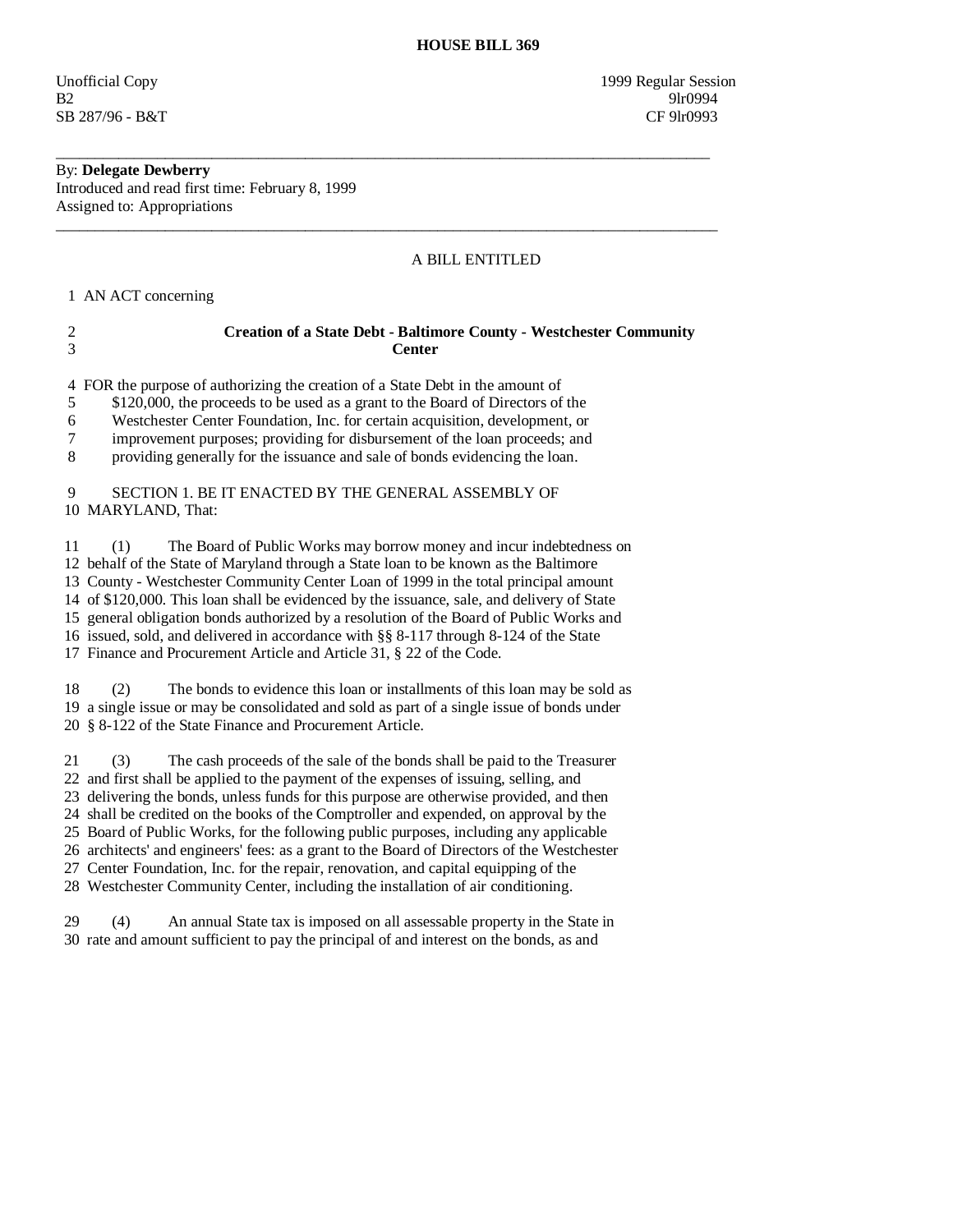# HOUSE BILL 369

Unofficial Copy 1999 Regular Session
B2 9lr0994
SB 287/96 - B&T CF 9lr0993

---

By: **Delegate Dewberry**
Introduced and read first time: February 8, 1999
Assigned to: Appropriations

---

A BILL ENTITLED

1 AN ACT concerning

2 **Creation of a State Debt - Baltimore County - Westchester Community**
3 **Center**

4 FOR the purpose of authorizing the creation of a State Debt in the amount of
5 $120,000, the proceeds to be used as a grant to the Board of Directors of the
6 Westchester Center Foundation, Inc. for certain acquisition, development, or
7 improvement purposes; providing for disbursement of the loan proceeds; and
8 providing generally for the issuance and sale of bonds evidencing the loan.

9 SECTION 1. BE IT ENACTED BY THE GENERAL ASSEMBLY OF
10 MARYLAND, That:

11 (1) The Board of Public Works may borrow money and incur indebtedness on
12 behalf of the State of Maryland through a State loan to be known as the Baltimore
13 County - Westchester Community Center Loan of 1999 in the total principal amount
14 of $120,000. This loan shall be evidenced by the issuance, sale, and delivery of State
15 general obligation bonds authorized by a resolution of the Board of Public Works and
16 issued, sold, and delivered in accordance with §§ 8-117 through 8-124 of the State
17 Finance and Procurement Article and Article 31, § 22 of the Code.

18 (2) The bonds to evidence this loan or installments of this loan may be sold as
19 a single issue or may be consolidated and sold as part of a single issue of bonds under
20 § 8-122 of the State Finance and Procurement Article.

21 (3) The cash proceeds of the sale of the bonds shall be paid to the Treasurer
22 and first shall be applied to the payment of the expenses of issuing, selling, and
23 delivering the bonds, unless funds for this purpose are otherwise provided, and then
24 shall be credited on the books of the Comptroller and expended, on approval by the
25 Board of Public Works, for the following public purposes, including any applicable
26 architects' and engineers' fees: as a grant to the Board of Directors of the Westchester
27 Center Foundation, Inc. for the repair, renovation, and capital equipping of the
28 Westchester Community Center, including the installation of air conditioning.

29 (4) An annual State tax is imposed on all assessable property in the State in
30 rate and amount sufficient to pay the principal of and interest on the bonds, as and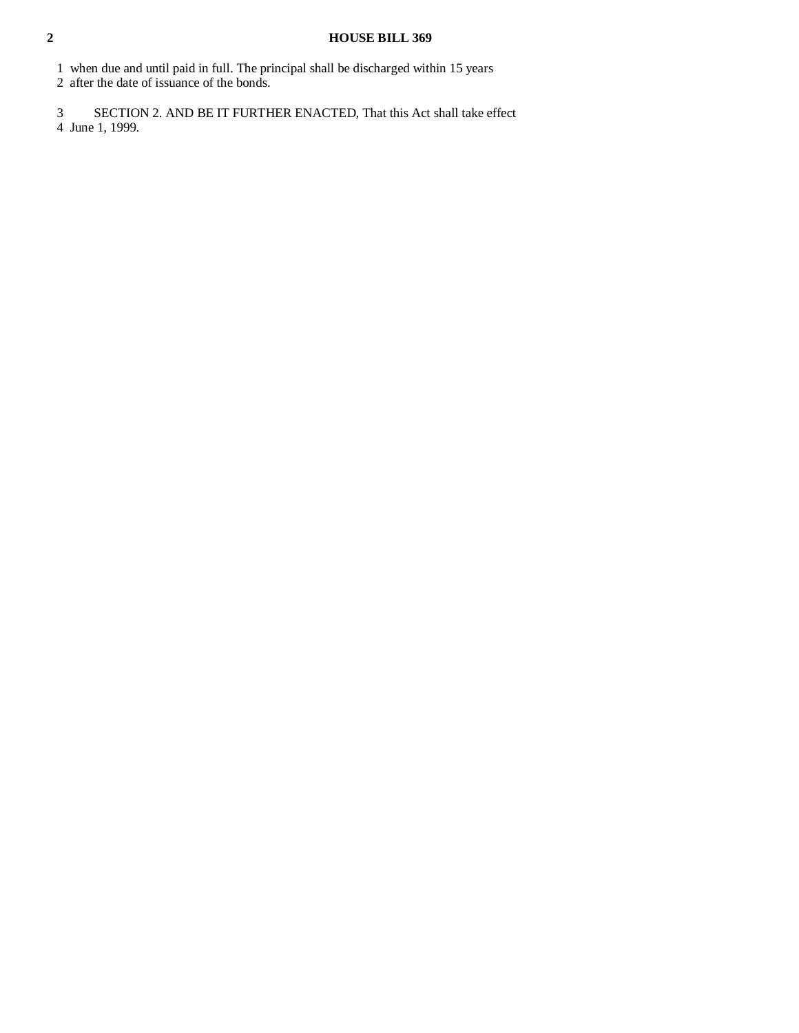when due and until paid in full. The principal shall be discharged within 15 years after the date of issuance of the bonds.

SECTION 2. AND BE IT FURTHER ENACTED, That this Act shall take effect June 1, 1999.